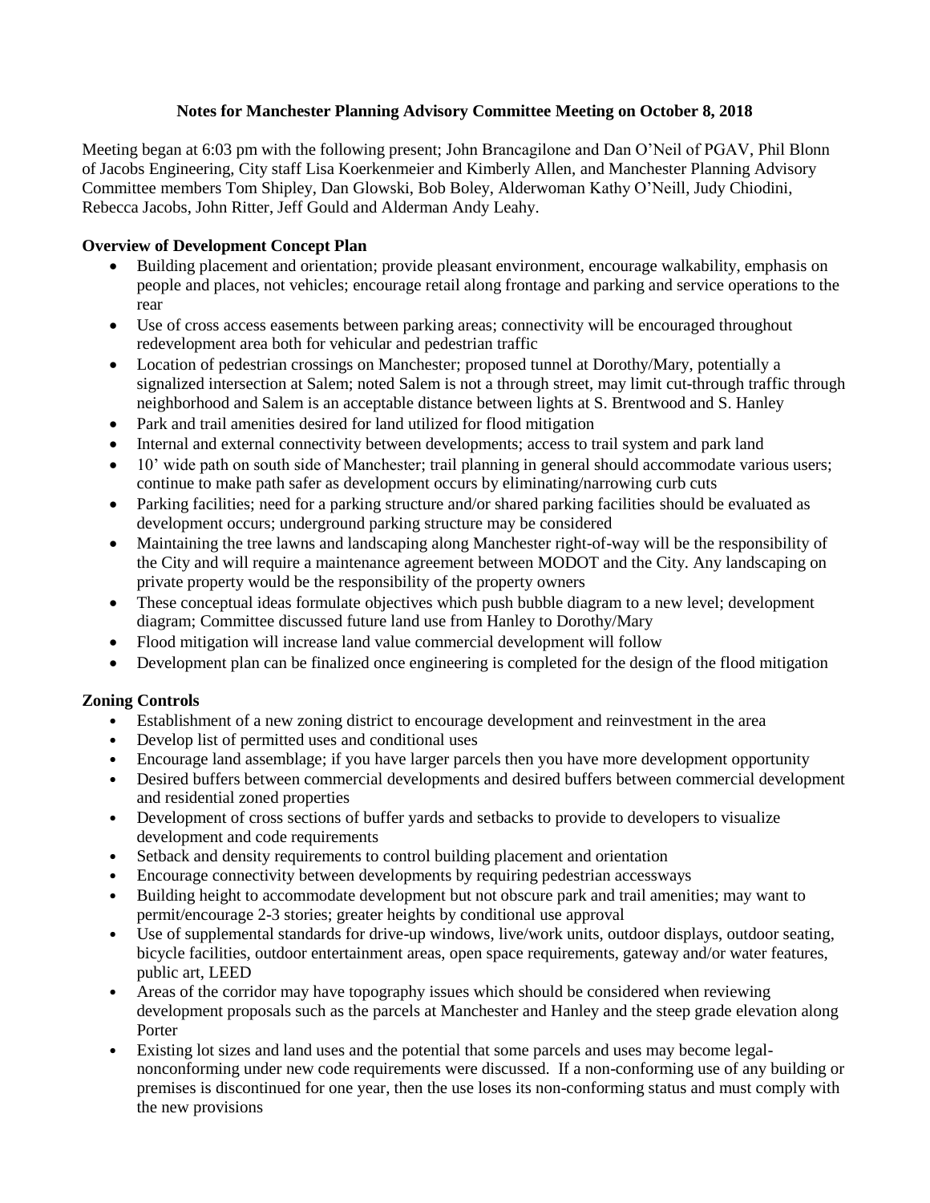# Notes for Manchester Planning Advisory Committee Meeting on October 8, 2018

Meeting began at 6:03 pm with the following present; John Brancagilone and Dan O'Neil of PGAV, Phil Blonn of Jacobs Engineering, City staff Lisa Koerkenmeier and Kimberly Allen, and Manchester Planning Advisory Committee members Tom Shipley, Dan Glowski, Bob Boley, Alderwoman Kathy O'Neill, Judy Chiodini, Rebecca Jacobs, John Ritter, Jeff Gould and Alderman Andy Leahy.

**Overview of Development Concept Plan**

- Building placement and orientation; provide pleasant environment, encourage walkability, emphasis on people and places, not vehicles; encourage retail along frontage and parking and service operations to the rear
- Use of cross access easements between parking areas; connectivity will be encouraged throughout redevelopment area both for vehicular and pedestrian traffic
- Location of pedestrian crossings on Manchester; proposed tunnel at Dorothy/Mary, potentially a signalized intersection at Salem; noted Salem is not a through street, may limit cut-through traffic through neighborhood and Salem is an acceptable distance between lights at S. Brentwood and S. Hanley
- Park and trail amenities desired for land utilized for flood mitigation
- Internal and external connectivity between developments; access to trail system and park land
- 10' wide path on south side of Manchester; trail planning in general should accommodate various users; continue to make path safer as development occurs by eliminating/narrowing curb cuts
- Parking facilities; need for a parking structure and/or shared parking facilities should be evaluated as development occurs; underground parking structure may be considered
- Maintaining the tree lawns and landscaping along Manchester right-of-way will be the responsibility of the City and will require a maintenance agreement between MODOT and the City. Any landscaping on private property would be the responsibility of the property owners
- These conceptual ideas formulate objectives which push bubble diagram to a new level; development diagram; Committee discussed future land use from Hanley to Dorothy/Mary
- Flood mitigation will increase land value commercial development will follow
- Development plan can be finalized once engineering is completed for the design of the flood mitigation

**Zoning Controls**

- Establishment of a new zoning district to encourage development and reinvestment in the area
- Develop list of permitted uses and conditional uses
- Encourage land assemblage; if you have larger parcels then you have more development opportunity
- Desired buffers between commercial developments and desired buffers between commercial development and residential zoned properties
- Development of cross sections of buffer yards and setbacks to provide to developers to visualize development and code requirements
- Setback and density requirements to control building placement and orientation
- Encourage connectivity between developments by requiring pedestrian accessways
- Building height to accommodate development but not obscure park and trail amenities; may want to permit/encourage 2-3 stories; greater heights by conditional use approval
- Use of supplemental standards for drive-up windows, live/work units, outdoor displays, outdoor seating, bicycle facilities, outdoor entertainment areas, open space requirements, gateway and/or water features, public art, LEED
- Areas of the corridor may have topography issues which should be considered when reviewing development proposals such as the parcels at Manchester and Hanley and the steep grade elevation along Porter
- Existing lot sizes and land uses and the potential that some parcels and uses may become legal-nonconforming under new code requirements were discussed. If a non-conforming use of any building or premises is discontinued for one year, then the use loses its non-conforming status and must comply with the new provisions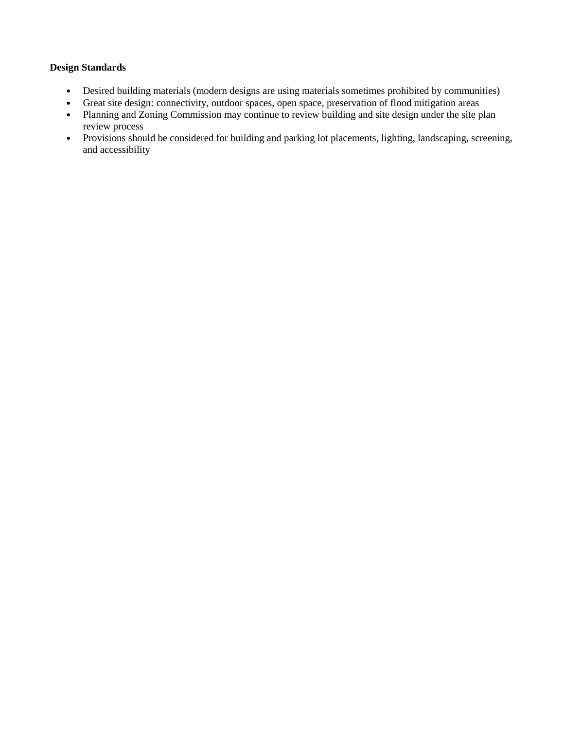**Design Standards**

- Desired building materials (modern designs are using materials sometimes prohibited by communities)
- Great site design: connectivity, outdoor spaces, open space, preservation of flood mitigation areas
- Planning and Zoning Commission may continue to review building and site design under the site plan review process
- Provisions should be considered for building and parking lot placements, lighting, landscaping, screening, and accessibility